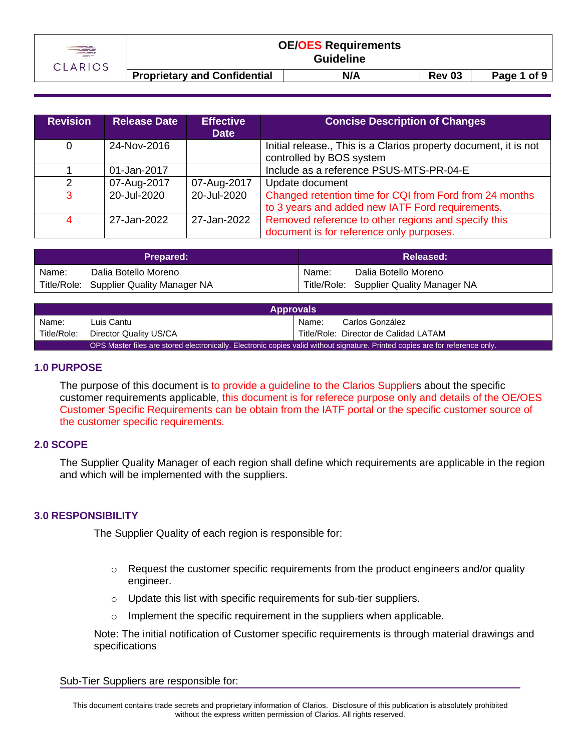# OE/OES Requirements Guideline

| Proprietary and Confidential | N/A | Rev 03 |
|---|---|---|

| Revision | Release Date | Effective Date | Concise Description of Changes |
|---|---|---|---|
| 0 | 24-Nov-2016 | | Initial release., This is a Clarios property document, it is not controlled by BOS system |
| 1 | 01-Jan-2017 | | Include as a reference PSUS-MTS-PR-04-E |
| 2 | 07-Aug-2017 | 07-Aug-2017 | Update document |
| 3 | 20-Jul-2020 | 20-Jul-2020 | Changed retention time for CQI from Ford from 24 months to 3 years and added new IATF Ford requirements. |
| 4 | 27-Jan-2022 | 27-Jan-2022 | Removed reference to other regions and specify this document is for reference only purposes. |

| Prepared: | Released: |
|---|---|
| Name: Dalia Botello Moreno | Name: Dalia Botello Moreno |
| Title/Role: Supplier Quality Manager NA | Title/Role: Supplier Quality Manager NA |

| Approvals | |
|---|---|
| Name: Luis Cantu | Name: Carlos González |
| Title/Role: Director Quality US/CA | Title/Role: Director de Calidad LATAM |

OPS Master files are stored electronically. Electronic copies valid without signature. Printed copies are for reference only.

## 1.0 PURPOSE

The purpose of this document is to provide a guideline to the Clarios Suppliers about the specific customer requirements applicable, this document is for referece purpose only and details of the OE/OES Customer Specific Requirements can be obtain from the IATF portal or the specific customer source of the customer specific requirements.

## 2.0 SCOPE

The Supplier Quality Manager of each region shall define which requirements are applicable in the region and which will be implemented with the suppliers.

## 3.0 RESPONSIBILITY

The Supplier Quality of each region is responsible for:

- Request the customer specific requirements from the product engineers and/or quality engineer.
- Update this list with specific requirements for sub-tier suppliers.
- Implement the specific requirement in the suppliers when applicable.

Note: The initial notification of Customer specific requirements is through material drawings and specifications

Sub-Tier Suppliers are responsible for:

This document contains trade secrets and proprietary information of Clarios. Disclosure of this publication is absolutely prohibited without the express written permission of Clarios. All rights reserved.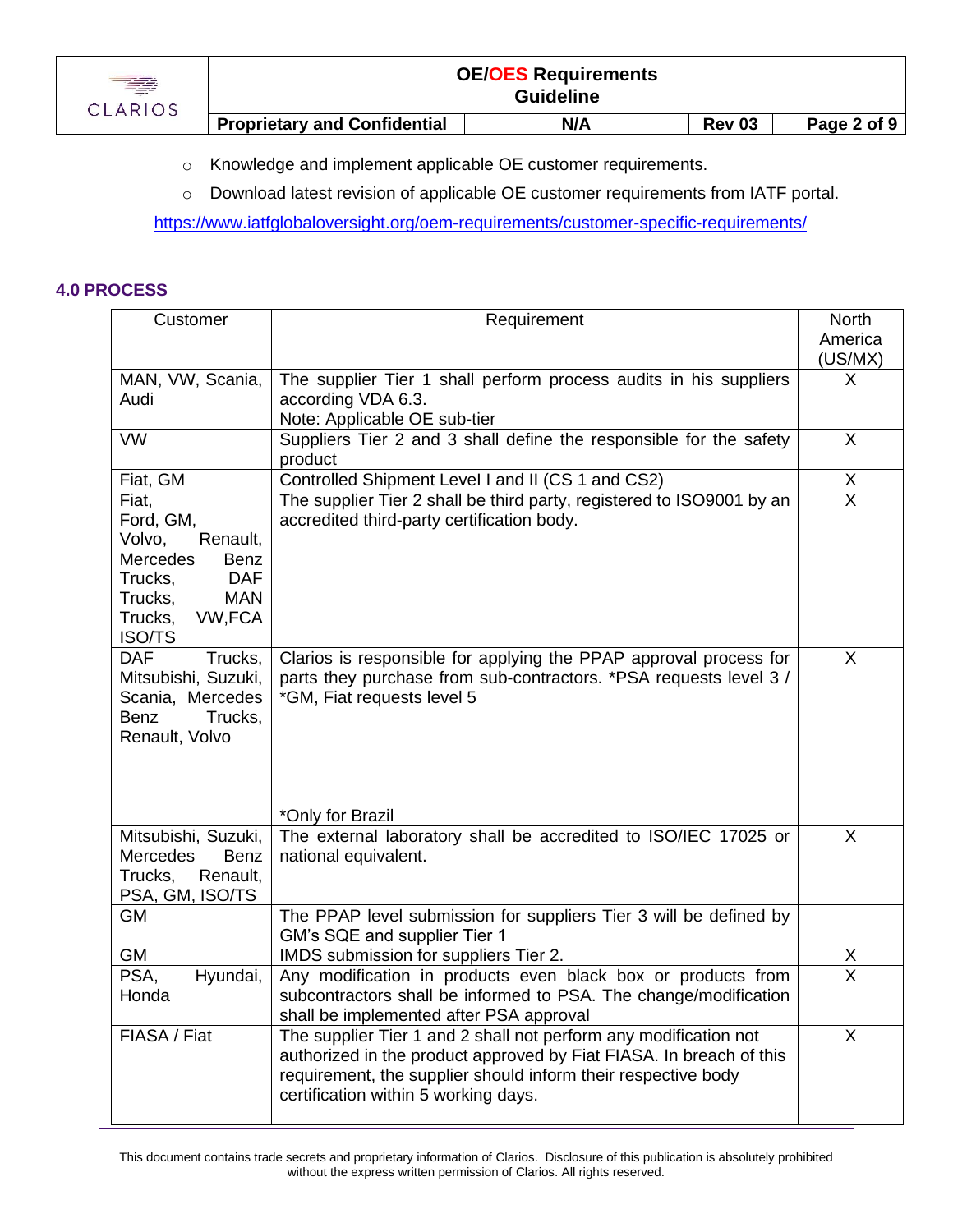- Knowledge and implement applicable OE customer requirements.
- Download latest revision of applicable OE customer requirements from IATF portal.

https://www.iatfglobaloversight.org/oem-requirements/customer-specific-requirements/

## 4.0 PROCESS

| Customer | Requirement | North America (US/MX) |
|---|---|---|
| MAN, VW, Scania, Audi | The supplier Tier 1 shall perform process audits in his suppliers according VDA 6.3.<br>Note: Applicable OE sub-tier | X |
| VW | Suppliers Tier 2 and 3 shall define the responsible for the safety product | X |
| Fiat, GM | Controlled Shipment Level I and II (CS 1 and CS2) | X |
| Fiat, Ford, GM, Volvo, Renault, Mercedes Benz Trucks, DAF Trucks, MAN Trucks, VW,FCA ISO/TS | The supplier Tier 2 shall be third party, registered to ISO9001 by an accredited third-party certification body. | X |
| DAF Trucks, Mitsubishi, Suzuki, Scania, Mercedes Benz Trucks, Renault, Volvo | Clarios is responsible for applying the PPAP approval process for parts they purchase from sub-contractors. *PSA requests level 3 / *GM, Fiat requests level 5<br><br>*Only for Brazil | X |
| Mitsubishi, Suzuki, Mercedes Benz Trucks, Renault, PSA, GM, ISO/TS | The external laboratory shall be accredited to ISO/IEC 17025 or national equivalent. | X |
| GM | The PPAP level submission for suppliers Tier 3 will be defined by GM's SQE and supplier Tier 1 | |
| GM | IMDS submission for suppliers Tier 2. | X |
| PSA, Hyundai, Honda | Any modification in products even black box or products from subcontractors shall be informed to PSA. The change/modification shall be implemented after PSA approval | X |
| FIASA / Fiat | The supplier Tier 1 and 2 shall not perform any modification not authorized in the product approved by Fiat FIASA. In breach of this requirement, the supplier should inform their respective body certification within 5 working days. | X |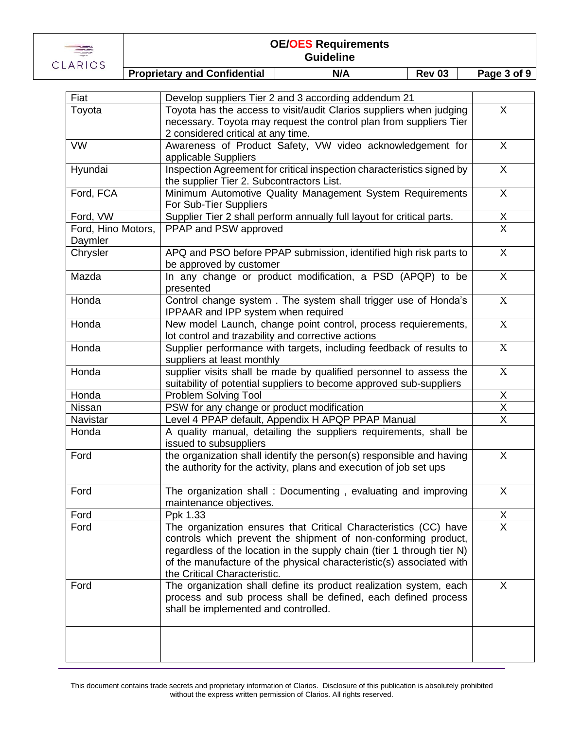| Fiat | Develop suppliers Tier 2 and 3 according addendum 21 | |
|---|---|---|
| Toyota | Toyota has the access to visit/audit Clarios suppliers when judging necessary. Toyota may request the control plan from suppliers Tier 2 considered critical at any time. | X |
| VW | Awareness of Product Safety, VW video acknowledgement for applicable Suppliers | X |
| Hyundai | Inspection Agreement for critical inspection characteristics signed by the supplier Tier 2. Subcontractors List. | X |
| Ford, FCA | Minimum Automotive Quality Management System Requirements For Sub-Tier Suppliers | X |
| Ford, VW | Supplier Tier 2 shall perform annually full layout for critical parts. | X |
| Ford, Hino Motors, Daymler | PPAP and PSW approved | X |
| Chrysler | APQ and PSO before PPAP submission, identified high risk parts to be approved by customer | X |
| Mazda | In any change or product modification, a PSD (APQP) to be presented | X |
| Honda | Control change system . The system shall trigger use of Honda's IPPAAR and IPP system when required | X |
| Honda | New model Launch, change point control, process requierements, lot control and trazability and corrective actions | X |
| Honda | Supplier performance with targets, including feedback of results to suppliers at least monthly | X |
| Honda | supplier visits shall be made by qualified personnel to assess the suitability of potential suppliers to become approved sub-suppliers | X |
| Honda | Problem Solving Tool | X |
| Nissan | PSW for any change or product modification | X |
| Navistar | Level 4 PPAP default, Appendix H APQP PPAP Manual | X |
| Honda | A quality manual, detailing the suppliers requirements, shall be issued to subsuppliers | |
| Ford | the organization shall identify the person(s) responsible and having the authority for the activity, plans and execution of job set ups | X |
| Ford | The organization shall : Documenting , evaluating and improving maintenance objectives. | X |
| Ford | Ppk 1.33 | X |
| Ford | The organization ensures that Critical Characteristics (CC) have controls which prevent the shipment of non-conforming product, regardless of the location in the supply chain (tier 1 through tier N) of the manufacture of the physical characteristic(s) associated with the Critical Characteristic. | X |
| Ford | The organization shall define its product realization system, each process and sub process shall be defined, each defined process shall be implemented and controlled. | X |
| | | |

This document contains trade secrets and proprietary information of Clarios. Disclosure of this publication is absolutely prohibited without the express written permission of Clarios. All rights reserved.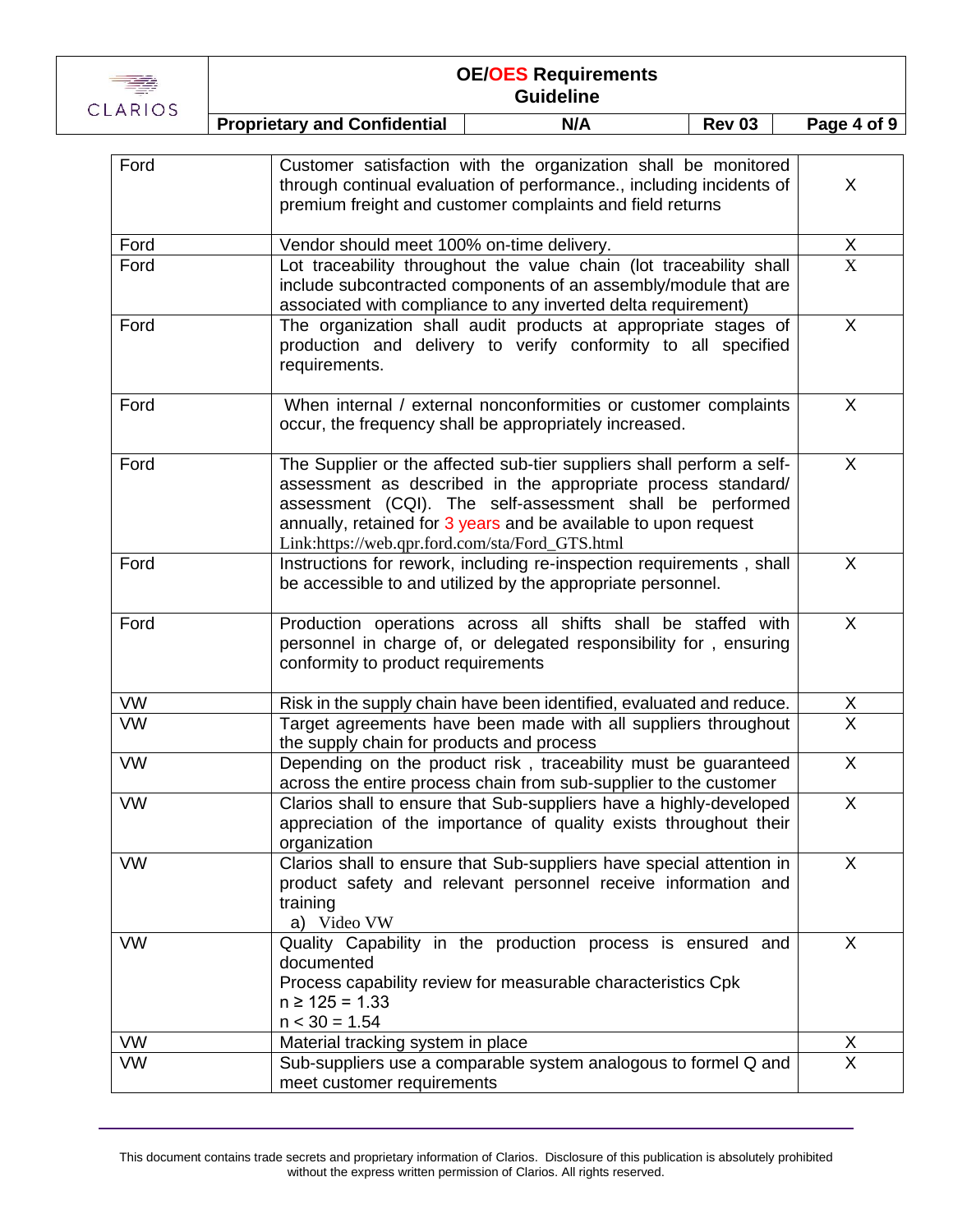| | | |
|---|---|---|
| Ford | Customer satisfaction with the organization shall be monitored through continual evaluation of performance., including incidents of premium freight and customer complaints and field returns | X |
| Ford | Vendor should meet 100% on-time delivery. | X |
| Ford | Lot traceability throughout the value chain (lot traceability shall include subcontracted components of an assembly/module that are associated with compliance to any inverted delta requirement) | X |
| Ford | The organization shall audit products at appropriate stages of production and delivery to verify conformity to all specified requirements. | X |
| Ford | When internal / external nonconformities or customer complaints occur, the frequency shall be appropriately increased. | X |
| Ford | The Supplier or the affected sub-tier suppliers shall perform a self-assessment as described in the appropriate process standard/ assessment (CQI). The self-assessment shall be performed annually, retained for 3 years and be available to upon request Link:https://web.qpr.ford.com/sta/Ford_GTS.html | X |
| Ford | Instructions for rework, including re-inspection requirements , shall be accessible to and utilized by the appropriate personnel. | X |
| Ford | Production operations across all shifts shall be staffed with personnel in charge of, or delegated responsibility for , ensuring conformity to product requirements | X |
| VW | Risk in the supply chain have been identified, evaluated and reduce. | X |
| VW | Target agreements have been made with all suppliers throughout the supply chain for products and process | X |
| VW | Depending on the product risk , traceability must be guaranteed across the entire process chain from sub-supplier to the customer | X |
| VW | Clarios shall to ensure that Sub-suppliers have a highly-developed appreciation of the importance of quality exists throughout their organization | X |
| VW | Clarios shall to ensure that Sub-suppliers have special attention in product safety and relevant personnel receive information and training<br>a) Video VW | X |
| VW | Quality Capability in the production process is ensured and documented<br>Process capability review for measurable characteristics Cpk<br>$n \geq 125 = 1.33$<br>$n < 30 = 1.54$ | X |
| VW | Material tracking system in place | X |
| VW | Sub-suppliers use a comparable system analogous to formel Q and meet customer requirements | X |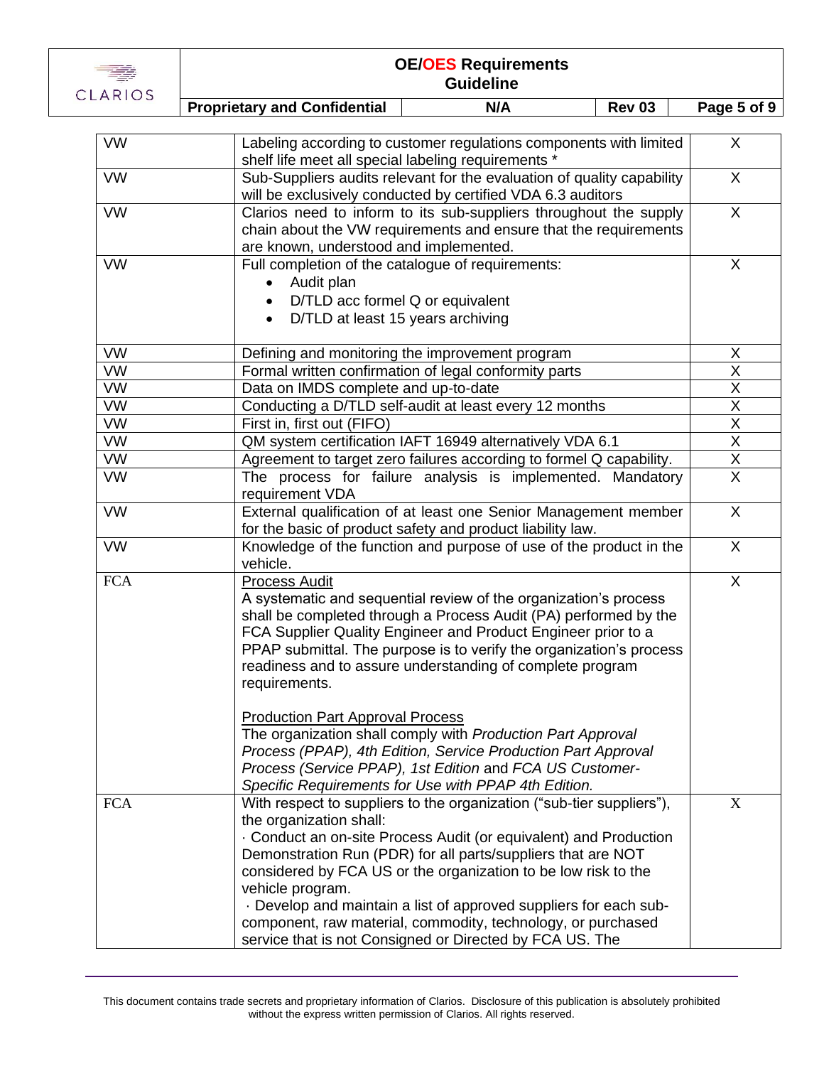| | | |
|---|---|---|
| VW | Labeling according to customer regulations components with limited shelf life meet all special labeling requirements * | X |
| VW | Sub-Suppliers audits relevant for the evaluation of quality capability will be exclusively conducted by certified VDA 6.3 auditors | X |
| VW | Clarios need to inform to its sub-suppliers throughout the supply chain about the VW requirements and ensure that the requirements are known, understood and implemented. | X |
| VW | Full completion of the catalogue of requirements:<br>• Audit plan<br>• D/TLD acc formel Q or equivalent<br>• D/TLD at least 15 years archiving | X |
| VW | Defining and monitoring the improvement program | X |
| VW | Formal written confirmation of legal conformity parts | X |
| VW | Data on IMDS complete and up-to-date | X |
| VW | Conducting a D/TLD self-audit at least every 12 months | X |
| VW | First in, first out (FIFO) | X |
| VW | QM system certification IAFT 16949 alternatively VDA 6.1 | X |
| VW | Agreement to target zero failures according to formel Q capability. | X |
| VW | The process for failure analysis is implemented. Mandatory requirement VDA | X |
| VW | External qualification of at least one Senior Management member for the basic of product safety and product liability law. | X |
| VW | Knowledge of the function and purpose of use of the product in the vehicle. | X |
| FCA | Process Audit<br>A systematic and sequential review of the organization's process shall be completed through a Process Audit (PA) performed by the FCA Supplier Quality Engineer and Product Engineer prior to a PPAP submittal. The purpose is to verify the organization's process readiness and to assure understanding of complete program requirements.<br><br>Production Part Approval Process<br>The organization shall comply with *Production Part Approval Process (PPAP), 4th Edition, Service Production Part Approval Process (Service PPAP), 1st Edition* and *FCA US Customer-Specific Requirements for Use with PPAP 4th Edition.* | X |
| FCA | With respect to suppliers to the organization ("sub-tier suppliers"), the organization shall:<br>· Conduct an on-site Process Audit (or equivalent) and Production Demonstration Run (PDR) for all parts/suppliers that are NOT considered by FCA US or the organization to be low risk to the vehicle program.<br>· Develop and maintain a list of approved suppliers for each sub-component, raw material, commodity, technology, or purchased service that is not Consigned or Directed by FCA US. The | X |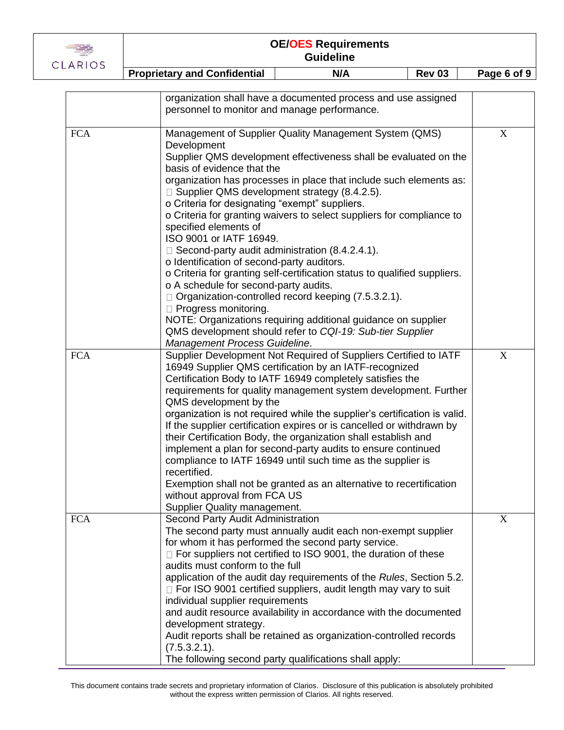| | | |
|---|---|---|
| | organization shall have a documented process and use assigned personnel to monitor and manage performance. | |
| FCA | Management of Supplier Quality Management System (QMS) Development<br>Supplier QMS development effectiveness shall be evaluated on the basis of evidence that the<br>organization has processes in place that include such elements as:<br>□ Supplier QMS development strategy (8.4.2.5).<br>o Criteria for designating "exempt" suppliers.<br>o Criteria for granting waivers to select suppliers for compliance to specified elements of<br>ISO 9001 or IATF 16949.<br>□ Second-party audit administration (8.4.2.4.1).<br>o Identification of second-party auditors.<br>o Criteria for granting self-certification status to qualified suppliers.<br>o A schedule for second-party audits.<br>□ Organization-controlled record keeping (7.5.3.2.1).<br>□ Progress monitoring.<br>NOTE: Organizations requiring additional guidance on supplier QMS development should refer to *CQI-19: Sub-tier Supplier Management Process Guideline*. | X |
| FCA | Supplier Development Not Required of Suppliers Certified to IATF 16949 Supplier QMS certification by an IATF-recognized Certification Body to IATF 16949 completely satisfies the requirements for quality management system development. Further QMS development by the<br>organization is not required while the supplier's certification is valid. If the supplier certification expires or is cancelled or withdrawn by their Certification Body, the organization shall establish and implement a plan for second-party audits to ensure continued compliance to IATF 16949 until such time as the supplier is recertified.<br>Exemption shall not be granted as an alternative to recertification without approval from FCA US<br>Supplier Quality management. | X |
| FCA | Second Party Audit Administration<br>The second party must annually audit each non-exempt supplier for whom it has performed the second party service.<br>□ For suppliers not certified to ISO 9001, the duration of these audits must conform to the full<br>application of the audit day requirements of the *Rules*, Section 5.2.<br>□ For ISO 9001 certified suppliers, audit length may vary to suit individual supplier requirements<br>and audit resource availability in accordance with the documented development strategy.<br>Audit reports shall be retained as organization-controlled records (7.5.3.2.1).<br>The following second party qualifications shall apply: | X |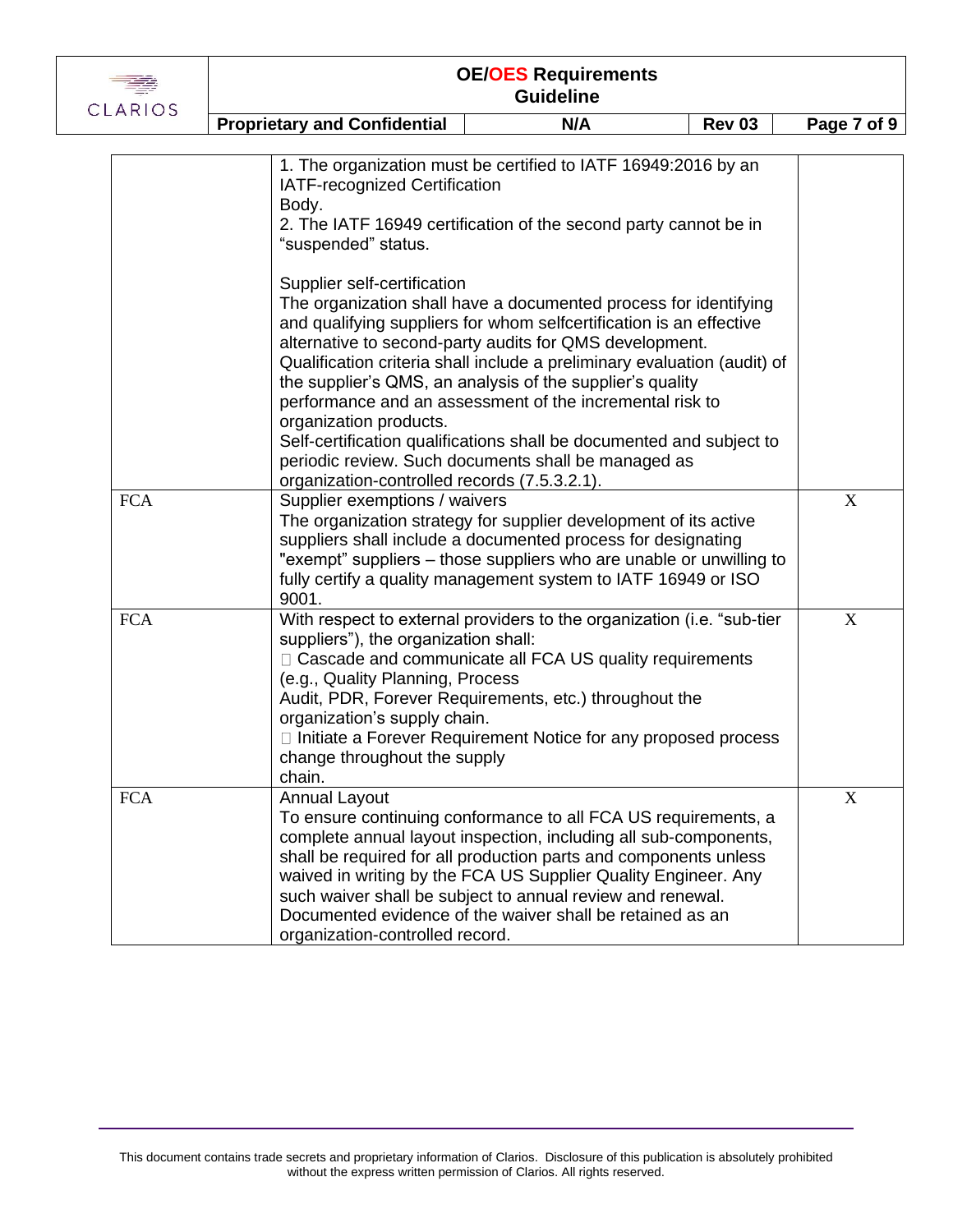| | | |
|---|---|---|
| | 1. The organization must be certified to IATF 16949:2016 by an IATF-recognized Certification Body.<br>2. The IATF 16949 certification of the second party cannot be in "suspended" status.<br><br>Supplier self-certification<br>The organization shall have a documented process for identifying and qualifying suppliers for whom selfcertification is an effective alternative to second-party audits for QMS development. Qualification criteria shall include a preliminary evaluation (audit) of the supplier's QMS, an analysis of the supplier's quality performance and an assessment of the incremental risk to organization products.<br>Self-certification qualifications shall be documented and subject to periodic review. Such documents shall be managed as organization-controlled records (7.5.3.2.1). | |
| FCA | Supplier exemptions / waivers<br>The organization strategy for supplier development of its active suppliers shall include a documented process for designating "exempt" suppliers – those suppliers who are unable or unwilling to fully certify a quality management system to IATF 16949 or ISO 9001. | X |
| FCA | With respect to external providers to the organization (i.e. "sub-tier suppliers"), the organization shall:<br>□ Cascade and communicate all FCA US quality requirements (e.g., Quality Planning, Process Audit, PDR, Forever Requirements, etc.) throughout the organization's supply chain.<br>□ Initiate a Forever Requirement Notice for any proposed process change throughout the supply chain. | X |
| FCA | Annual Layout<br>To ensure continuing conformance to all FCA US requirements, a complete annual layout inspection, including all sub-components, shall be required for all production parts and components unless waived in writing by the FCA US Supplier Quality Engineer. Any such waiver shall be subject to annual review and renewal. Documented evidence of the waiver shall be retained as an organization-controlled record. | X |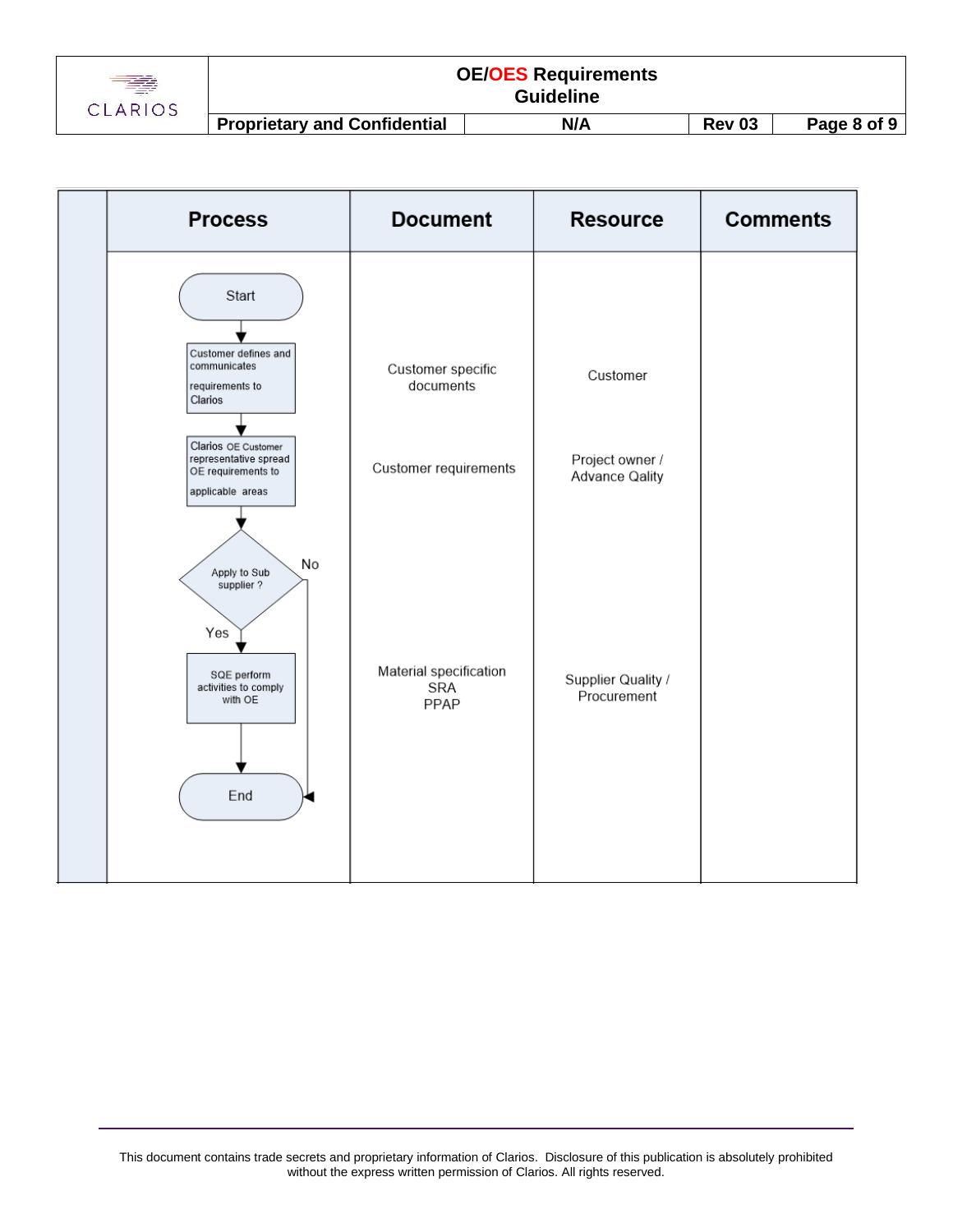| Process | Document | Resource | Comments |
|---|---|---|---|
| Start | | | |
| Customer defines and communicates requirements to Clarios | Customer specific documents | Customer | |
| Clarios OE Customer representative spread OE requirements to applicable areas | Customer requirements | Project owner / Advance Qality | |
| Apply to Sub supplier ? (Yes → SQE perform activities to comply with OE; No → End) | | | |
| SQE perform activities to comply with OE | Material specification<br>SRA<br>PPAP | Supplier Quality / Procurement | |
| End | | | |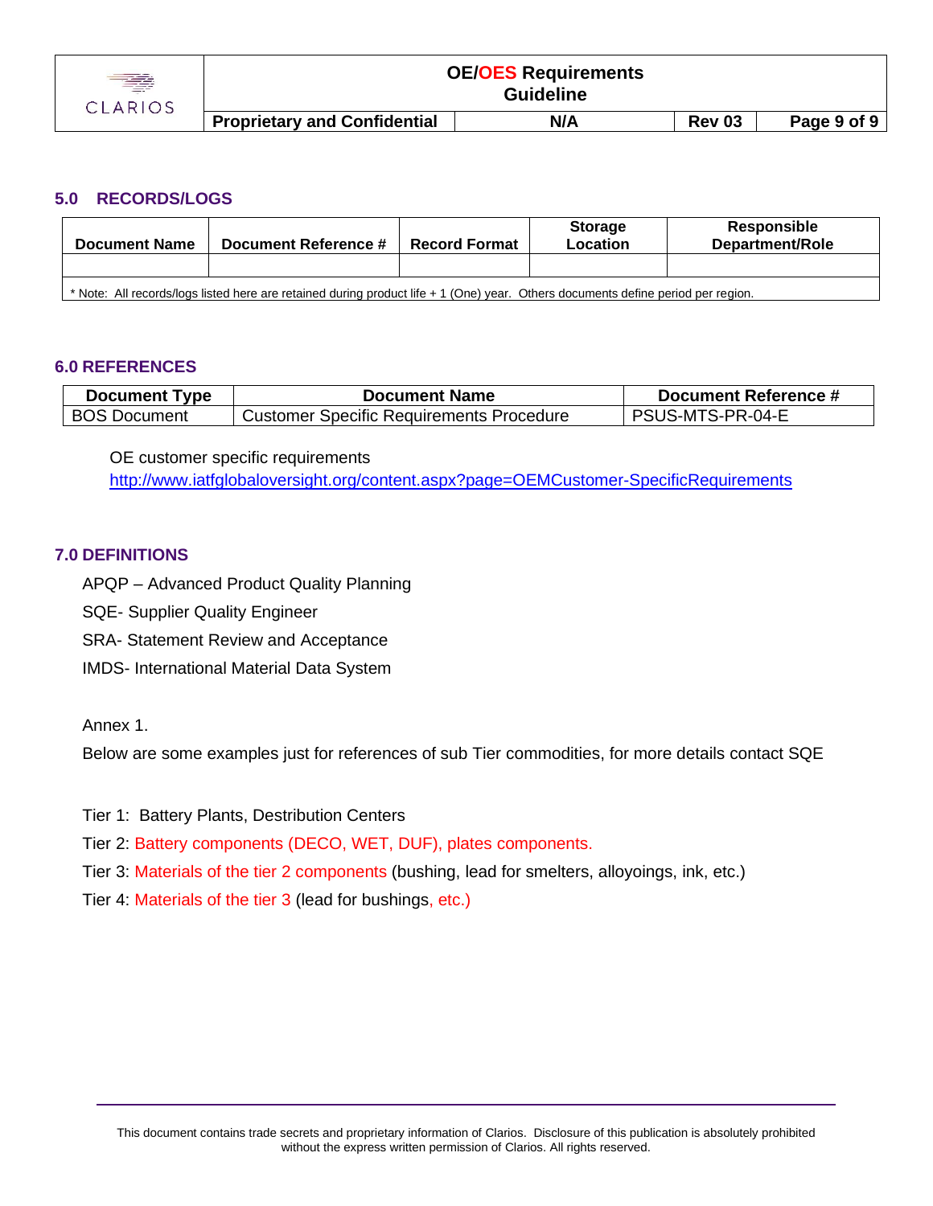## 5.0 RECORDS/LOGS

| Document Name | Document Reference # | Record Format | Storage Location | Responsible Department/Role |
|---|---|---|---|---|
| | | | | |
| * Note: All records/logs listed here are retained during product life + 1 (One) year. Others documents define period per region. | | | | |

## 6.0 REFERENCES

| Document Type | Document Name | Document Reference # |
|---|---|---|
| BOS Document | Customer Specific Requirements Procedure | PSUS-MTS-PR-04-E |

OE customer specific requirements
http://www.iatfglobaloversight.org/content.aspx?page=OEMCustomer-SpecificRequirements

## 7.0 DEFINITIONS

APQP – Advanced Product Quality Planning

SQE- Supplier Quality Engineer

SRA- Statement Review and Acceptance

IMDS- International Material Data System

Annex 1.

Below are some examples just for references of sub Tier commodities, for more details contact SQE

Tier 1: Battery Plants, Distribution Centers

Tier 2: Battery components (DECO, WET, DUF), plates components.

Tier 3: Materials of the tier 2 components (bushing, lead for smelters, alloyoings, ink, etc.)

Tier 4: Materials of the tier 3 (lead for bushings, etc.)

This document contains trade secrets and proprietary information of Clarios. Disclosure of this publication is absolutely prohibited without the express written permission of Clarios. All rights reserved.